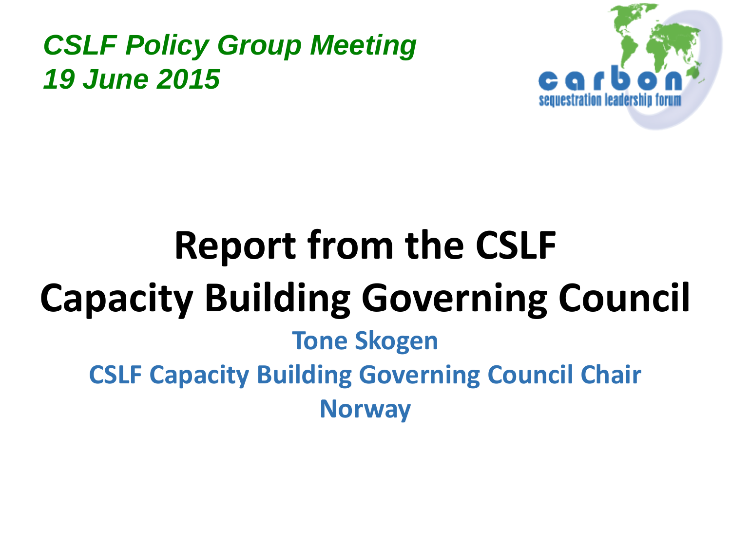*CSLF Policy Group Meeting*
*19 June 2015*

carbon sequestration leadership forum

# Report from the CSLF Capacity Building Governing Council

**Tone Skogen**

**CSLF Capacity Building Governing Council Chair**

**Norway**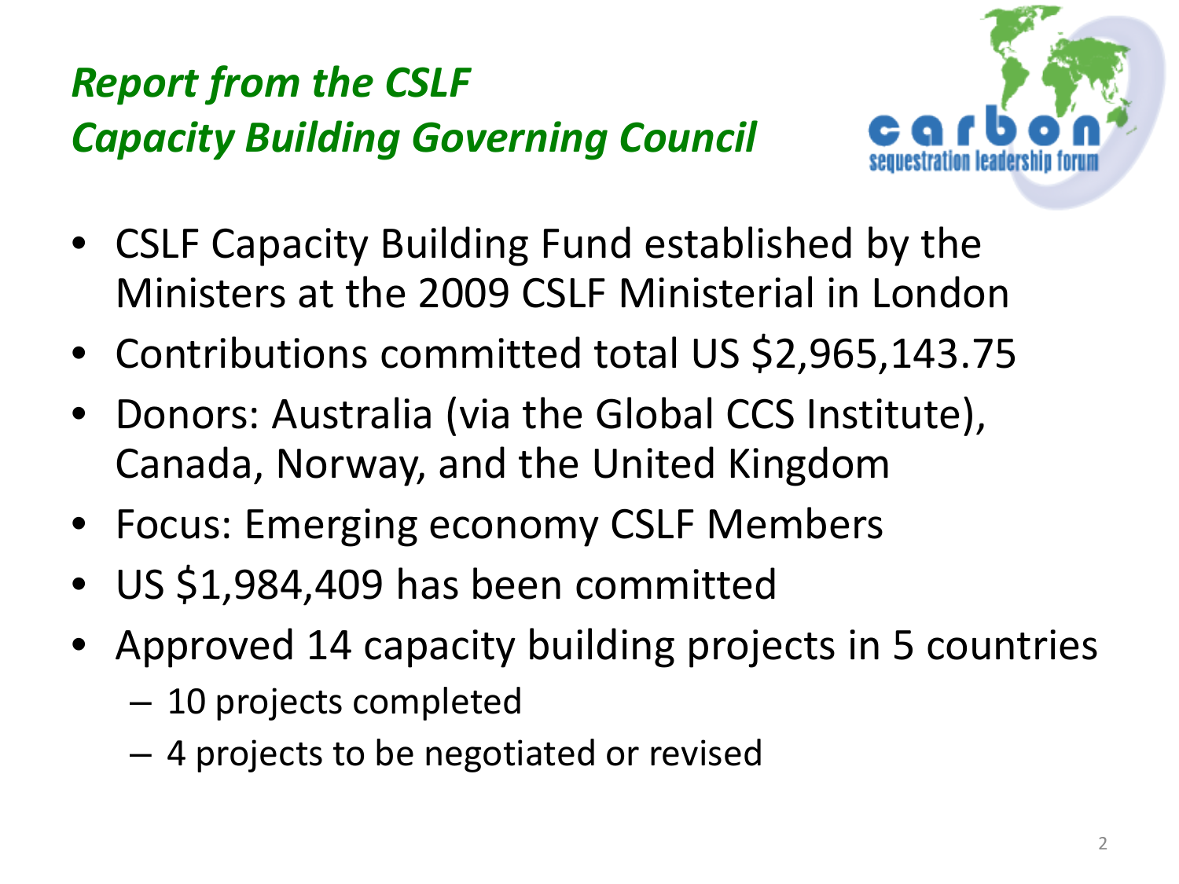## *Report from the CSLF Capacity Building Governing Council*

- CSLF Capacity Building Fund established by the Ministers at the 2009 CSLF Ministerial in London
- Contributions committed total US $2,965,143.75
- Donors: Australia (via the Global CCS Institute), Canada, Norway, and the United Kingdom
- Focus: Emerging economy CSLF Members
- US $1,984,409 has been committed
- Approved 14 capacity building projects in 5 countries
  - 10 projects completed
  - 4 projects to be negotiated or revised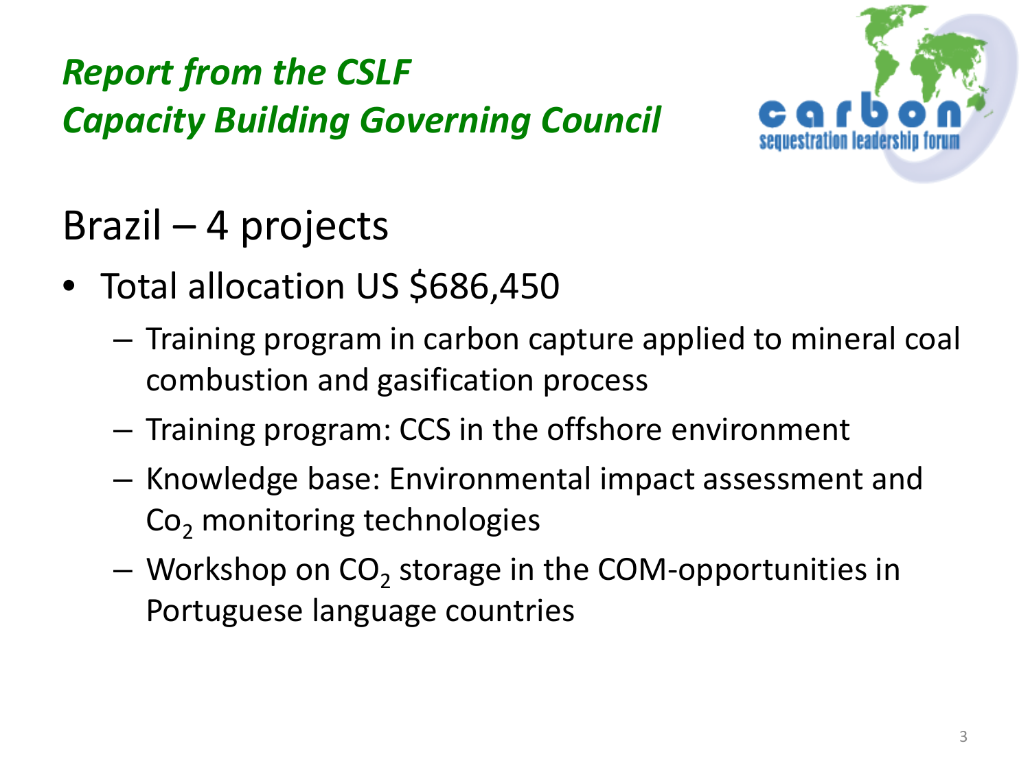# *Report from the CSLF Capacity Building Governing Council*

## Brazil – 4 projects

- Total allocation US $686,450
  - Training program in carbon capture applied to mineral coal combustion and gasification process
  - Training program: CCS in the offshore environment
  - Knowledge base: Environmental impact assessment and $Co_2$ monitoring technologies
  - Workshop on $CO_2$ storage in the COM-opportunities in Portuguese language countries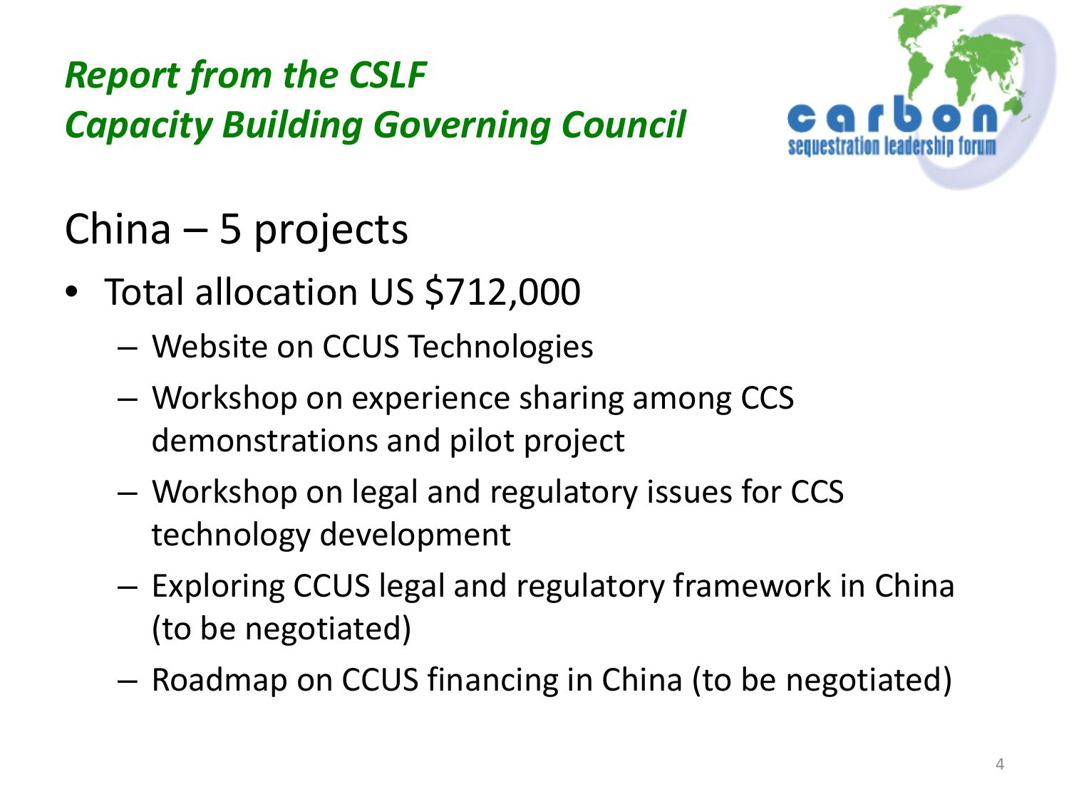# *Report from the CSLF Capacity Building Governing Council*

## China – 5 projects

- Total allocation US $712,000
  - Website on CCUS Technologies
  - Workshop on experience sharing among CCS demonstrations and pilot project
  - Workshop on legal and regulatory issues for CCS technology development
  - Exploring CCUS legal and regulatory framework in China (to be negotiated)
  - Roadmap on CCUS financing in China (to be negotiated)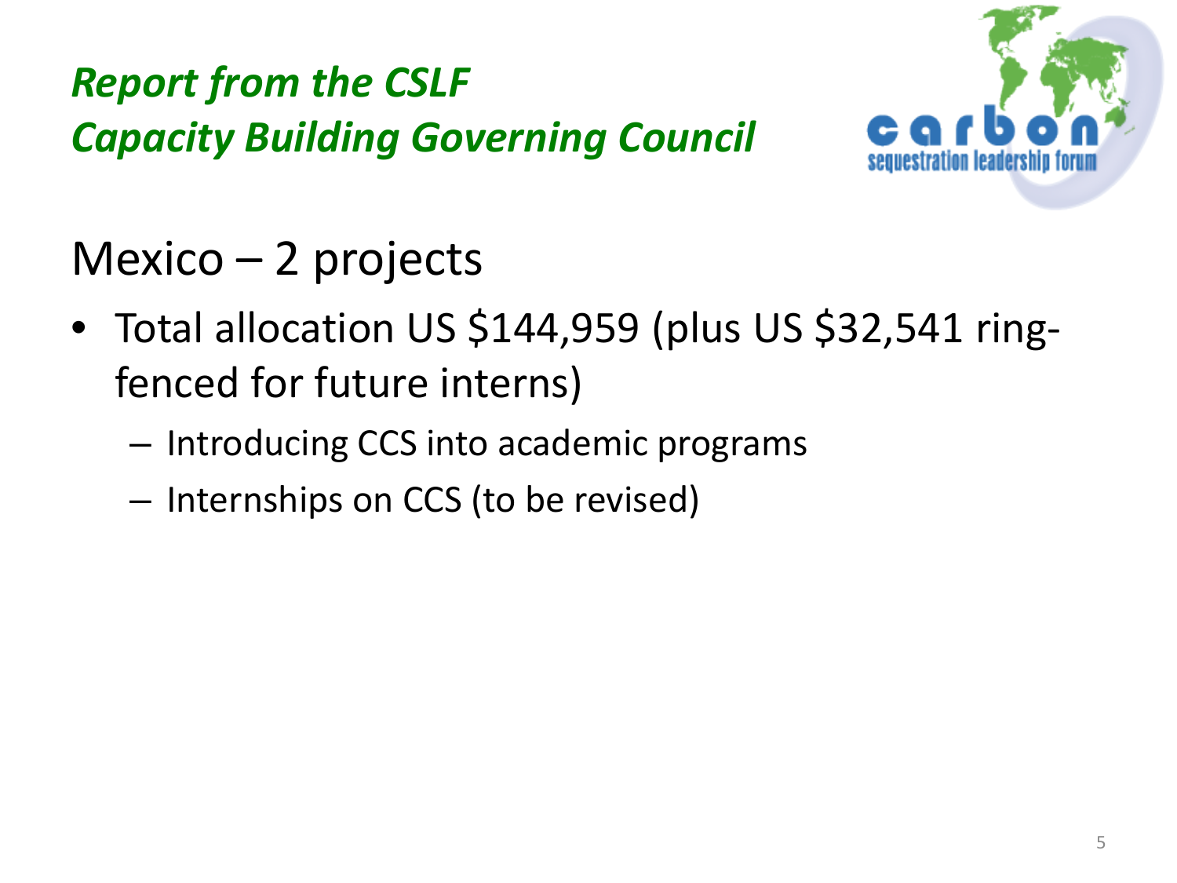# *Report from the CSLF Capacity Building Governing Council*

## Mexico – 2 projects

- Total allocation US $144,959 (plus US $32,541 ring-fenced for future interns)
  - Introducing CCS into academic programs
  - Internships on CCS (to be revised)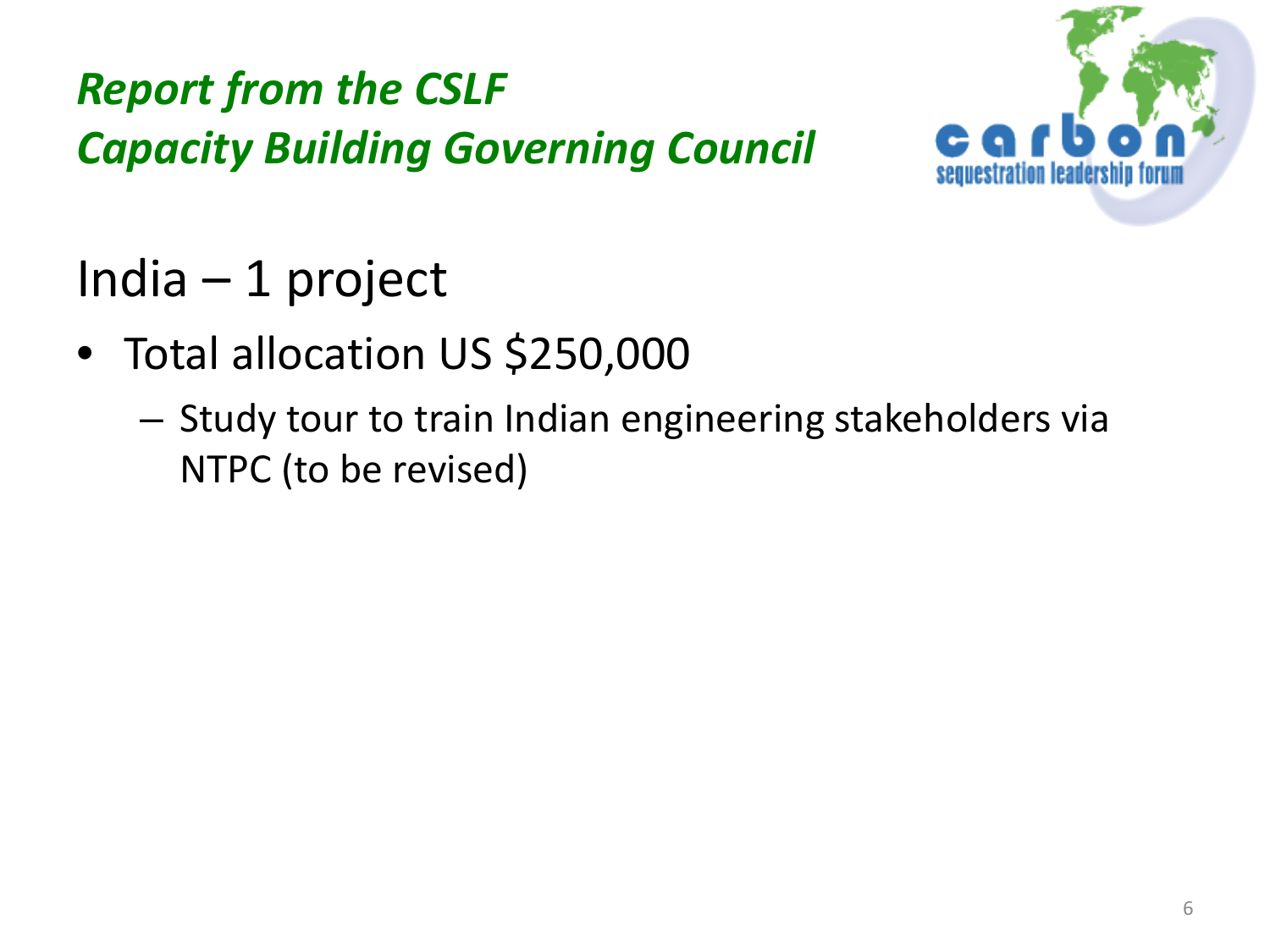# *Report from the CSLF Capacity Building Governing Council*

## India – 1 project

- Total allocation US $250,000
  - Study tour to train Indian engineering stakeholders via NTPC (to be revised)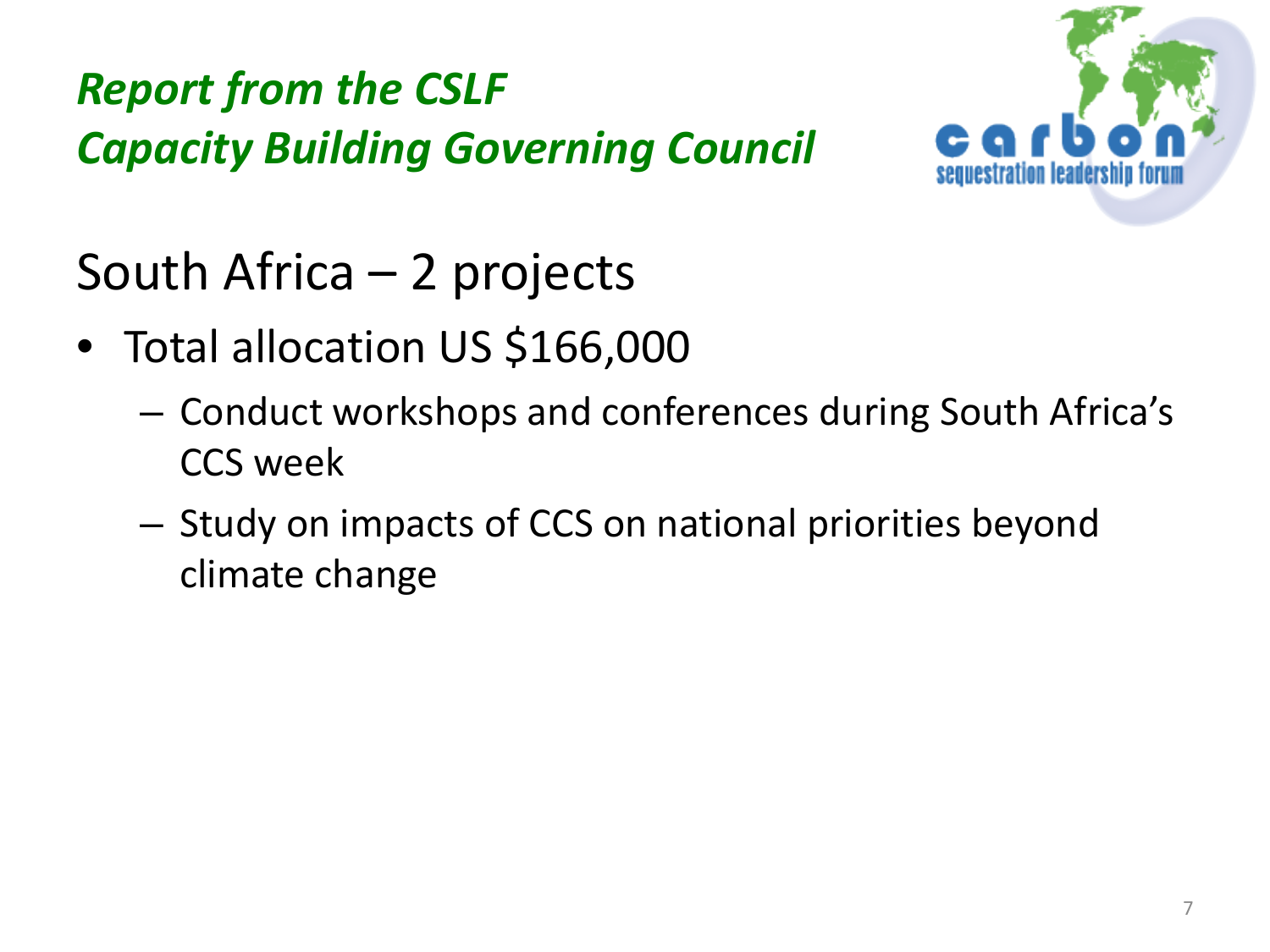***Report from the CSLF Capacity Building Governing Council***

## South Africa – 2 projects

- Total allocation US $166,000
  - Conduct workshops and conferences during South Africa's CCS week
  - Study on impacts of CCS on national priorities beyond climate change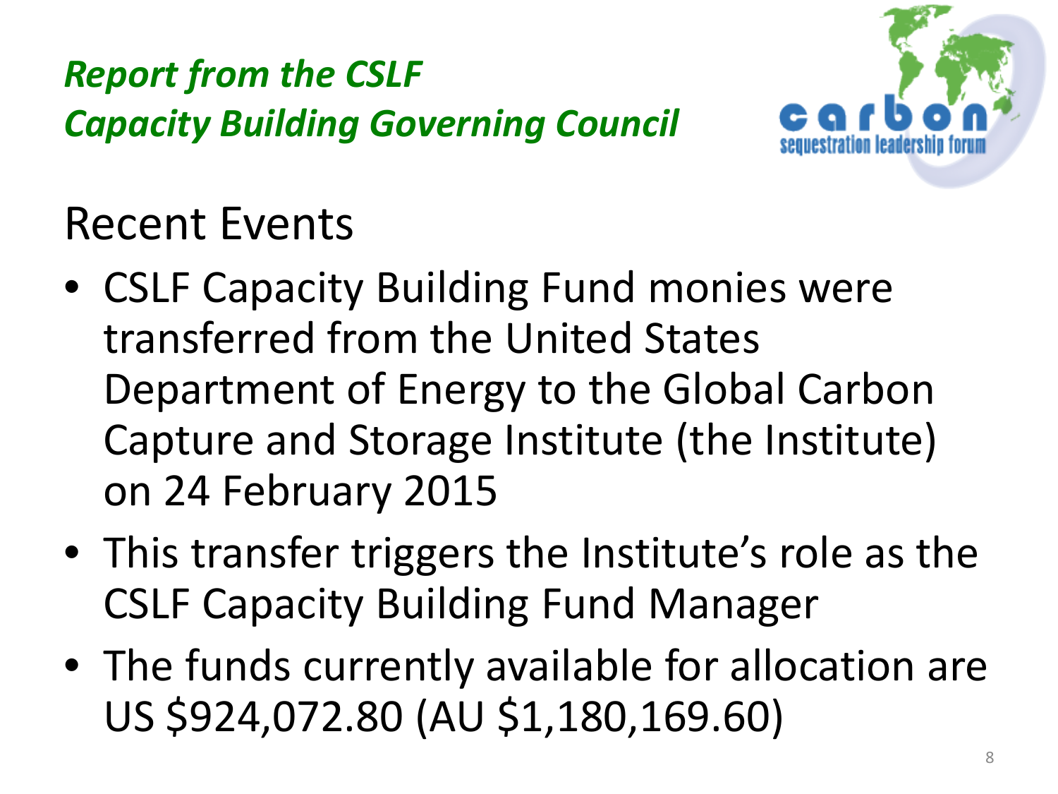*Report from the CSLF*
*Capacity Building Governing Council*

## Recent Events

- CSLF Capacity Building Fund monies were transferred from the United States Department of Energy to the Global Carbon Capture and Storage Institute (the Institute) on 24 February 2015
- This transfer triggers the Institute's role as the CSLF Capacity Building Fund Manager
- The funds currently available for allocation are US $924,072.80 (AU $1,180,169.60)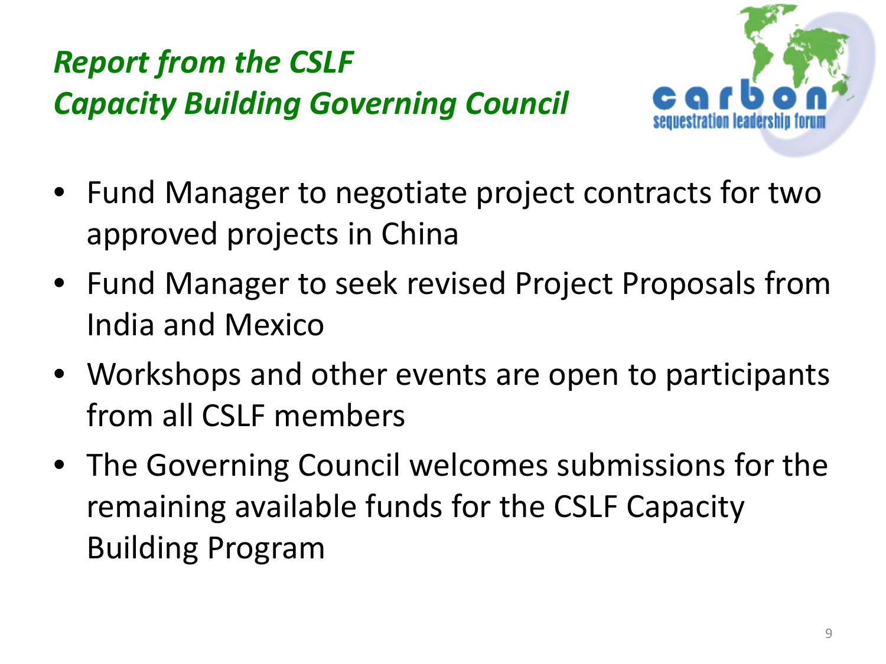# *Report from the CSLF Capacity Building Governing Council*

- Fund Manager to negotiate project contracts for two approved projects in China
- Fund Manager to seek revised Project Proposals from India and Mexico
- Workshops and other events are open to participants from all CSLF members
- The Governing Council welcomes submissions for the remaining available funds for the CSLF Capacity Building Program